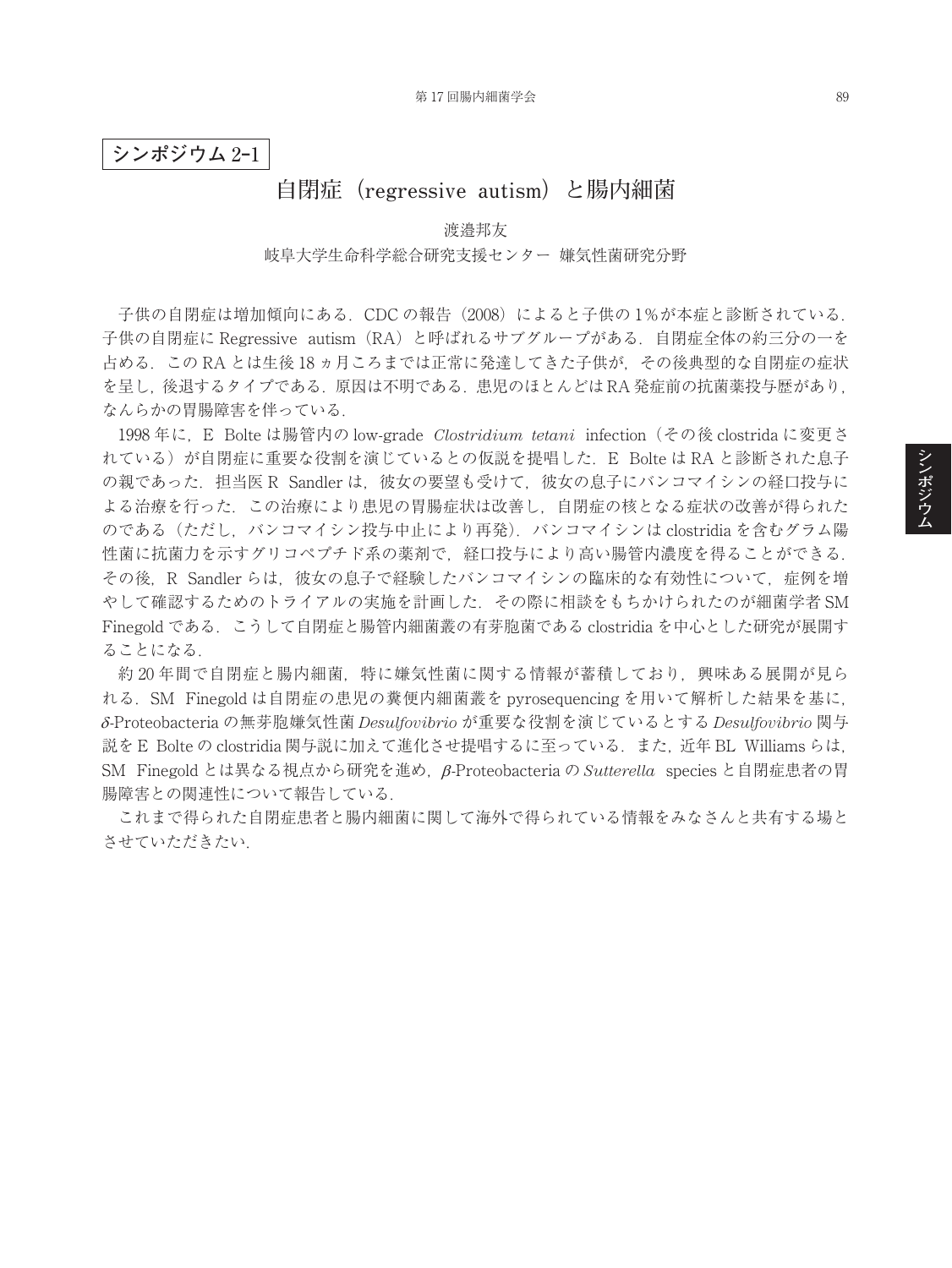**シンポジウム 2-1**

# 自閉症（regressive autism）と腸内細菌

渡邉邦友

岐阜大学生命科学総合研究支援センター 嫌気性菌研究分野

子供の自閉症は増加傾向にある．CDC の報告（2008）によると子供の 1％が本症と診断されている．子供の自閉症に Regressive autism（RA）と呼ばれるサブグループがある．自閉症全体の約三分の一を占める．この RA とは生後 18 ヵ月ころまでは正常に発達してきた子供が，その後典型的な自閉症の症状を呈し，後退するタイプである．原因は不明である．患児のほとんどはRA 発症前の抗菌薬投与歴があり，なんらかの胃腸障害を伴っている．

1998 年に，E Bolte は腸管内の low-grade *Clostridium tetani* infection（その後 clostrida に変更されている）が自閉症に重要な役割を演じているとの仮説を提唱した．E Bolte は RA と診断された息子の親であった．担当医 R Sandler は，彼女の要望も受けて，彼女の息子にバンコマイシンの経口投与による治療を行った．この治療により患児の胃腸症状は改善し，自閉症の核となる症状の改善が得られたのである（ただし，バンコマイシン投与中止により再発）．バンコマイシンは clostridia を含むグラム陽性菌に抗菌力を示すグリコペプチド系の薬剤で，経口投与により高い腸管内濃度を得ることができる．その後，R Sandler らは，彼女の息子で経験したバンコマイシンの臨床的な有効性について，症例を増やして確認するためのトライアルの実施を計画した．その際に相談をもちかけられたのが細菌学者 SM Finegold である．こうして自閉症と腸管内細菌叢の有芽胞菌である clostridia を中心とした研究が展開することになる．

約 20 年間で自閉症と腸内細菌，特に嫌気性菌に関する情報が蓄積しており，興味ある展開が見られる．SM Finegold は自閉症の患児の糞便内細菌叢を pyrosequencing を用いて解析した結果を基に，$\delta$-Proteobacteria の無芽胞嫌気性菌 *Desulfovibrio* が重要な役割を演じているとする *Desulfovibrio* 関与説を E Bolte の clostridia 関与説に加えて進化させ提唱するに至っている．また，近年 BL Williams らは，SM Finegold とは異なる視点から研究を進め，$\beta$-Proteobacteria の *Sutterella* species と自閉症患者の胃腸障害との関連性について報告している．

これまで得られた自閉症患者と腸内細菌に関して海外で得られている情報をみなさんと共有する場とさせていただきたい．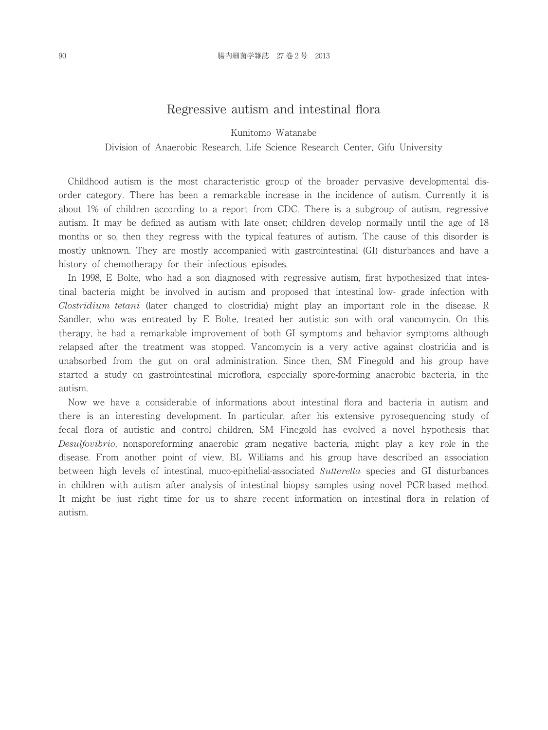# Regressive autism and intestinal flora

Kunitomo Watanabe

Division of Anaerobic Research, Life Science Research Center, Gifu University

Childhood autism is the most characteristic group of the broader pervasive developmental disorder category. There has been a remarkable increase in the incidence of autism. Currently it is about 1% of children according to a report from CDC. There is a subgroup of autism, regressive autism. It may be defined as autism with late onset; children develop normally until the age of 18 months or so, then they regress with the typical features of autism. The cause of this disorder is mostly unknown. They are mostly accompanied with gastrointestinal (GI) disturbances and have a history of chemotherapy for their infectious episodes.

In 1998, E Bolte, who had a son diagnosed with regressive autism, first hypothesized that intestinal bacteria might be involved in autism and proposed that intestinal low- grade infection with *Clostridium tetani* (later changed to clostridia) might play an important role in the disease. R Sandler, who was entreated by E Bolte, treated her autistic son with oral vancomycin. On this therapy, he had a remarkable improvement of both GI symptoms and behavior symptoms although relapsed after the treatment was stopped. Vancomycin is a very active against clostridia and is unabsorbed from the gut on oral administration. Since then, SM Finegold and his group have started a study on gastrointestinal microflora, especially spore-forming anaerobic bacteria, in the autism.

Now we have a considerable of informations about intestinal flora and bacteria in autism and there is an interesting development. In particular, after his extensive pyrosequencing study of fecal flora of autistic and control children, SM Finegold has evolved a novel hypothesis that *Desulfovibrio*, nonsporeforming anaerobic gram negative bacteria, might play a key role in the disease. From another point of view, BL Williams and his group have described an association between high levels of intestinal, muco-epithelial-associated *Sutterella* species and GI disturbances in children with autism after analysis of intestinal biopsy samples using novel PCR-based method. It might be just right time for us to share recent information on intestinal flora in relation of autism.